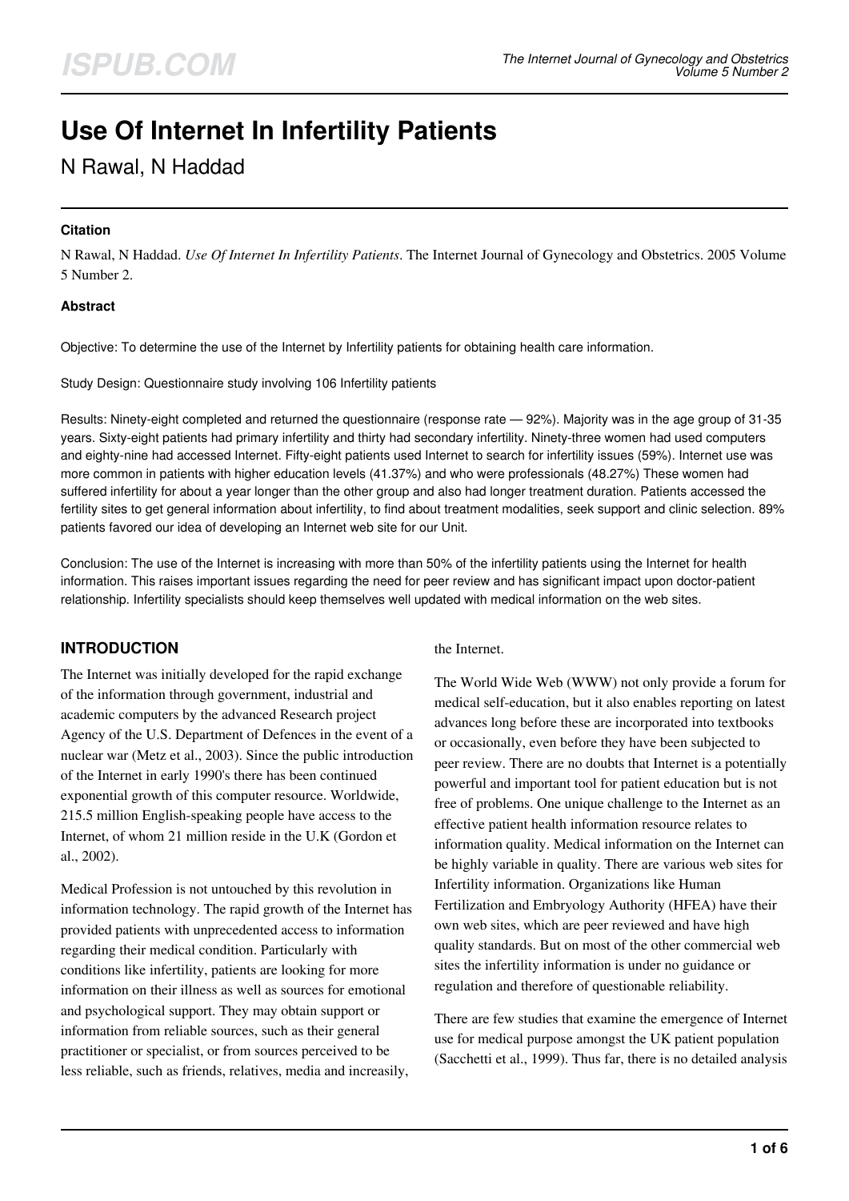# Use Of Internet In Infertility Patients

N Rawal, N Haddad

### Citation

N Rawal, N Haddad. *Use Of Internet In Infertility Patients*. The Internet Journal of Gynecology and Obstetrics. 2005 Volume 5 Number 2.

### Abstract

Objective: To determine the use of the Internet by Infertility patients for obtaining health care information.

Study Design: Questionnaire study involving 106 Infertility patients

Results: Ninety-eight completed and returned the questionnaire (response rate — 92%). Majority was in the age group of 31-35 years. Sixty-eight patients had primary infertility and thirty had secondary infertility. Ninety-three women had used computers and eighty-nine had accessed Internet. Fifty-eight patients used Internet to search for infertility issues (59%). Internet use was more common in patients with higher education levels (41.37%) and who were professionals (48.27%) These women had suffered infertility for about a year longer than the other group and also had longer treatment duration. Patients accessed the fertility sites to get general information about infertility, to find about treatment modalities, seek support and clinic selection. 89% patients favored our idea of developing an Internet web site for our Unit.

Conclusion: The use of the Internet is increasing with more than 50% of the infertility patients using the Internet for health information. This raises important issues regarding the need for peer review and has significant impact upon doctor-patient relationship. Infertility specialists should keep themselves well updated with medical information on the web sites.

## INTRODUCTION

The Internet was initially developed for the rapid exchange of the information through government, industrial and academic computers by the advanced Research project Agency of the U.S. Department of Defences in the event of a nuclear war (Metz et al., 2003). Since the public introduction of the Internet in early 1990's there has been continued exponential growth of this computer resource. Worldwide, 215.5 million English-speaking people have access to the Internet, of whom 21 million reside in the U.K (Gordon et al., 2002).

Medical Profession is not untouched by this revolution in information technology. The rapid growth of the Internet has provided patients with unprecedented access to information regarding their medical condition. Particularly with conditions like infertility, patients are looking for more information on their illness as well as sources for emotional and psychological support. They may obtain support or information from reliable sources, such as their general practitioner or specialist, or from sources perceived to be less reliable, such as friends, relatives, media and increasily, the Internet.

The World Wide Web (WWW) not only provide a forum for medical self-education, but it also enables reporting on latest advances long before these are incorporated into textbooks or occasionally, even before they have been subjected to peer review. There are no doubts that Internet is a potentially powerful and important tool for patient education but is not free of problems. One unique challenge to the Internet as an effective patient health information resource relates to information quality. Medical information on the Internet can be highly variable in quality. There are various web sites for Infertility information. Organizations like Human Fertilization and Embryology Authority (HFEA) have their own web sites, which are peer reviewed and have high quality standards. But on most of the other commercial web sites the infertility information is under no guidance or regulation and therefore of questionable reliability.

There are few studies that examine the emergence of Internet use for medical purpose amongst the UK patient population (Sacchetti et al., 1999). Thus far, there is no detailed analysis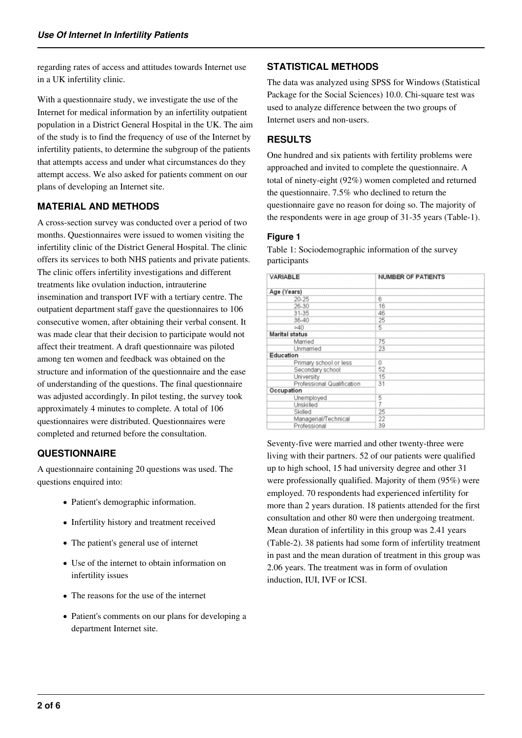regarding rates of access and attitudes towards Internet use in a UK infertility clinic.

With a questionnaire study, we investigate the use of the Internet for medical information by an infertility outpatient population in a District General Hospital in the UK. The aim of the study is to find the frequency of use of the Internet by infertility patients, to determine the subgroup of the patients that attempts access and under what circumstances do they attempt access. We also asked for patients comment on our plans of developing an Internet site.

## MATERIAL AND METHODS

A cross-section survey was conducted over a period of two months. Questionnaires were issued to women visiting the infertility clinic of the District General Hospital. The clinic offers its services to both NHS patients and private patients. The clinic offers infertility investigations and different treatments like ovulation induction, intrauterine insemination and transport IVF with a tertiary centre. The outpatient department staff gave the questionnaires to 106 consecutive women, after obtaining their verbal consent. It was made clear that their decision to participate would not affect their treatment. A draft questionnaire was piloted among ten women and feedback was obtained on the structure and information of the questionnaire and the ease of understanding of the questions. The final questionnaire was adjusted accordingly. In pilot testing, the survey took approximately 4 minutes to complete. A total of 106 questionnaires were distributed. Questionnaires were completed and returned before the consultation.

## QUESTIONNAIRE

A questionnaire containing 20 questions was used. The questions enquired into:

- Patient's demographic information.
- Infertility history and treatment received
- The patient's general use of internet
- Use of the internet to obtain information on infertility issues
- The reasons for the use of the internet
- Patient's comments on our plans for developing a department Internet site.

## STATISTICAL METHODS

The data was analyzed using SPSS for Windows (Statistical Package for the Social Sciences) 10.0. Chi-square test was used to analyze difference between the two groups of Internet users and non-users.

## RESULTS

One hundred and six patients with fertility problems were approached and invited to complete the questionnaire. A total of ninety-eight (92%) women completed and returned the questionnaire. 7.5% who declined to return the questionnaire gave no reason for doing so. The majority of the respondents were in age group of 31-35 years (Table-1).

### Figure 1

Table 1: Sociodemographic information of the survey participants

| VARIABLE | NUMBER OF PATIENTS |
|---|---|
| **Age (Years)** | |
| 20-25 | 6 |
| 26-30 | 16 |
| 31-35 | 46 |
| 36-40 | 25 |
| >40 | 5 |
| **Marital status** | |
| Married | 75 |
| Unmarried | 23 |
| **Education** | |
| Primary school or less | 0 |
| Secondary school | 52 |
| University | 15 |
| Professional Qualification | 31 |
| **Occupation** | |
| Unemployed | 5 |
| Unskilled | 7 |
| Skilled | 25 |
| Managerial/Technical | 22 |
| Professional | 39 |

Seventy-five were married and other twenty-three were living with their partners. 52 of our patients were qualified up to high school, 15 had university degree and other 31 were professionally qualified. Majority of them (95%) were employed. 70 respondents had experienced infertility for more than 2 years duration. 18 patients attended for the first consultation and other 80 were then undergoing treatment. Mean duration of infertility in this group was 2.41 years (Table-2). 38 patients had some form of infertility treatment in past and the mean duration of treatment in this group was 2.06 years. The treatment was in form of ovulation induction, IUI, IVF or ICSI.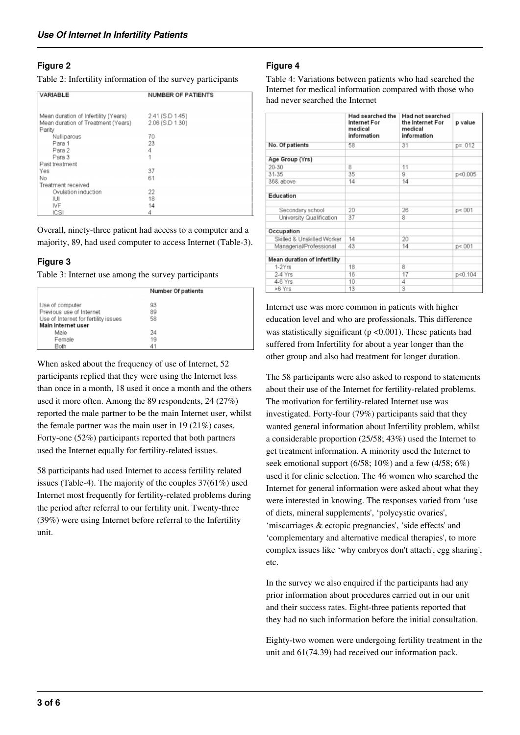## Figure 2

Table 2: Infertility information of the survey participants

| VARIABLE | NUMBER OF PATIENTS |
|---|---|
| Mean duration of Infertility (Years) | 2.41 (S.D 1.45) |
| Mean duration of Treatment (Years) | 2.06 (S.D 1.30) |
| Parity | |
| Nulliparous | 70 |
| Para 1 | 23 |
| Para 2 | 4 |
| Para 3 | 1 |
| Past treatment | |
| Yes | 37 |
| No | 61 |
| Treatment received | |
| Ovulation induction | 22 |
| IUI | 18 |
| IVF | 14 |
| ICSI | 4 |

Overall, ninety-three patient had access to a computer and a majority, 89, had used computer to access Internet (Table-3).

## Figure 3

Table 3: Internet use among the survey participants

| | Number Of patients |
|---|---|
| Use of computer | 93 |
| Previous use of Internet | 89 |
| Use of Internet for fertility issues | 58 |
| **Main Internet user** | |
| Male | 24 |
| Female | 19 |
| Both | 41 |

When asked about the frequency of use of Internet, 52 participants replied that they were using the Internet less than once in a month, 18 used it once a month and the others used it more often. Among the 89 respondents, 24 (27%) reported the male partner to be the main Internet user, whilst the female partner was the main user in 19 (21%) cases. Forty-one (52%) participants reported that both partners used the Internet equally for fertility-related issues.

58 participants had used Internet to access fertility related issues (Table-4). The majority of the couples 37(61%) used Internet most frequently for fertility-related problems during the period after referral to our fertility unit. Twenty-three (39%) were using Internet before referral to the Infertility unit.

## Figure 4

Table 4: Variations between patients who had searched the Internet for medical information compared with those who had never searched the Internet

| | Had searched the Internet For medical information | Had not searched the Internet For medical information | p value |
|---|---|---|---|
| **No. Of patients** | 58 | 31 | p=.012 |
| **Age Group (Yrs)** | | | |
| 20-30 | 8 | 11 | |
| 31-35 | 35 | 9 | p<0.005 |
| 36& above | 14 | 14 | |
| **Education** | | | |
| Secondary school | 20 | 26 | p<.001 |
| University Qualification | 37 | 8 | |
| **Occupation** | | | |
| Skilled & Unskilled Worker | 14 | 20 | |
| Managerial/Professional | 43 | 14 | p<.001 |
| **Mean duration of Infertility** | | | |
| 1-2Yrs | 18 | 8 | |
| 2-4 Yrs | 16 | 17 | p<0.104 |
| 4-6 Yrs | 10 | 4 | |
| >6 Yrs | 13 | 3 | |

Internet use was more common in patients with higher education level and who are professionals. This difference was statistically significant ($p < 0.001$). These patients had suffered from Infertility for about a year longer than the other group and also had treatment for longer duration.

The 58 participants were also asked to respond to statements about their use of the Internet for fertility-related problems. The motivation for fertility-related Internet use was investigated. Forty-four (79%) participants said that they wanted general information about Infertility problem, whilst a considerable proportion (25/58; 43%) used the Internet to get treatment information. A minority used the Internet to seek emotional support (6/58; 10%) and a few (4/58; 6%) used it for clinic selection. The 46 women who searched the Internet for general information were asked about what they were interested in knowing. The responses varied from 'use of diets, mineral supplements', 'polycystic ovaries', 'miscarriages & ectopic pregnancies', 'side effects' and 'complementary and alternative medical therapies', to more complex issues like 'why embryos don't attach', egg sharing', etc.

In the survey we also enquired if the participants had any prior information about procedures carried out in our unit and their success rates. Eight-three patients reported that they had no such information before the initial consultation.

Eighty-two women were undergoing fertility treatment in the unit and 61(74.39) had received our information pack.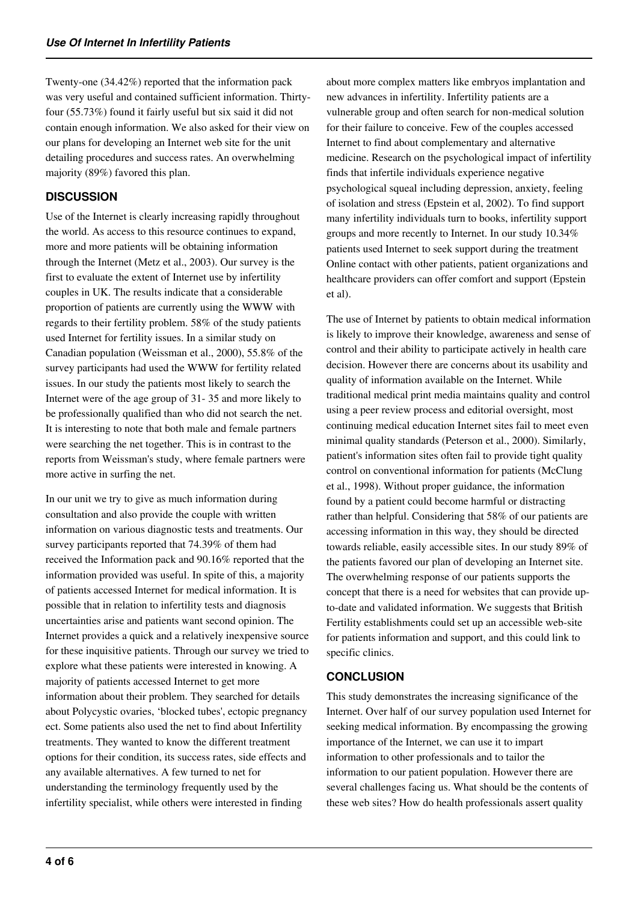Twenty-one (34.42%) reported that the information pack was very useful and contained sufficient information. Thirty-four (55.73%) found it fairly useful but six said it did not contain enough information. We also asked for their view on our plans for developing an Internet web site for the unit detailing procedures and success rates. An overwhelming majority (89%) favored this plan.

## DISCUSSION

Use of the Internet is clearly increasing rapidly throughout the world. As access to this resource continues to expand, more and more patients will be obtaining information through the Internet (Metz et al., 2003). Our survey is the first to evaluate the extent of Internet use by infertility couples in UK. The results indicate that a considerable proportion of patients are currently using the WWW with regards to their fertility problem. 58% of the study patients used Internet for fertility issues. In a similar study on Canadian population (Weissman et al., 2000), 55.8% of the survey participants had used the WWW for fertility related issues. In our study the patients most likely to search the Internet were of the age group of 31- 35 and more likely to be professionally qualified than who did not search the net. It is interesting to note that both male and female partners were searching the net together. This is in contrast to the reports from Weissman's study, where female partners were more active in surfing the net.

In our unit we try to give as much information during consultation and also provide the couple with written information on various diagnostic tests and treatments. Our survey participants reported that 74.39% of them had received the Information pack and 90.16% reported that the information provided was useful. In spite of this, a majority of patients accessed Internet for medical information. It is possible that in relation to infertility tests and diagnosis uncertainties arise and patients want second opinion. The Internet provides a quick and a relatively inexpensive source for these inquisitive patients. Through our survey we tried to explore what these patients were interested in knowing. A majority of patients accessed Internet to get more information about their problem. They searched for details about Polycystic ovaries, 'blocked tubes', ectopic pregnancy ect. Some patients also used the net to find about Infertility treatments. They wanted to know the different treatment options for their condition, its success rates, side effects and any available alternatives. A few turned to net for understanding the terminology frequently used by the infertility specialist, while others were interested in finding about more complex matters like embryos implantation and new advances in infertility. Infertility patients are a vulnerable group and often search for non-medical solution for their failure to conceive. Few of the couples accessed Internet to find about complementary and alternative medicine. Research on the psychological impact of infertility finds that infertile individuals experience negative psychological squeal including depression, anxiety, feeling of isolation and stress (Epstein et al, 2002). To find support many infertility individuals turn to books, infertility support groups and more recently to Internet. In our study 10.34% patients used Internet to seek support during the treatment Online contact with other patients, patient organizations and healthcare providers can offer comfort and support (Epstein et al).

The use of Internet by patients to obtain medical information is likely to improve their knowledge, awareness and sense of control and their ability to participate actively in health care decision. However there are concerns about its usability and quality of information available on the Internet. While traditional medical print media maintains quality and control using a peer review process and editorial oversight, most continuing medical education Internet sites fail to meet even minimal quality standards (Peterson et al., 2000). Similarly, patient's information sites often fail to provide tight quality control on conventional information for patients (McClung et al., 1998). Without proper guidance, the information found by a patient could become harmful or distracting rather than helpful. Considering that 58% of our patients are accessing information in this way, they should be directed towards reliable, easily accessible sites. In our study 89% of the patients favored our plan of developing an Internet site. The overwhelming response of our patients supports the concept that there is a need for websites that can provide up-to-date and validated information. We suggests that British Fertility establishments could set up an accessible web-site for patients information and support, and this could link to specific clinics.

## CONCLUSION

This study demonstrates the increasing significance of the Internet. Over half of our survey population used Internet for seeking medical information. By encompassing the growing importance of the Internet, we can use it to impart information to other professionals and to tailor the information to our patient population. However there are several challenges facing us. What should be the contents of these web sites? How do health professionals assert quality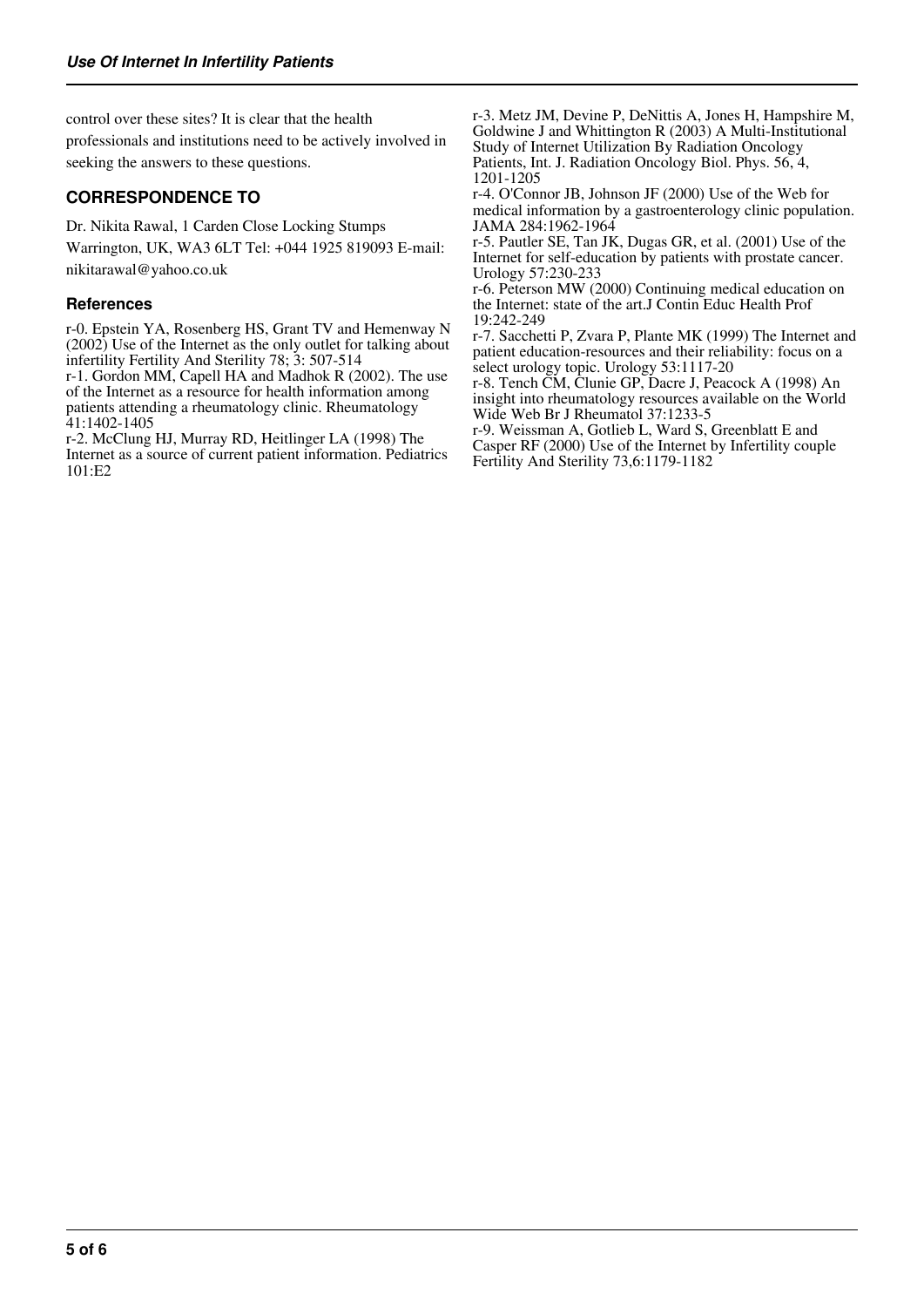control over these sites? It is clear that the health professionals and institutions need to be actively involved in seeking the answers to these questions.

## CORRESPONDENCE TO

Dr. Nikita Rawal, 1 Carden Close Locking Stumps Warrington, UK, WA3 6LT Tel: +044 1925 819093 E-mail: nikitarawal@yahoo.co.uk

### References

r-0. Epstein YA, Rosenberg HS, Grant TV and Hemenway N (2002) Use of the Internet as the only outlet for talking about infertility Fertility And Sterility 78; 3: 507-514

r-1. Gordon MM, Capell HA and Madhok R (2002). The use of the Internet as a resource for health information among patients attending a rheumatology clinic. Rheumatology 41:1402-1405

r-2. McClung HJ, Murray RD, Heitlinger LA (1998) The Internet as a source of current patient information. Pediatrics 101:E2

r-3. Metz JM, Devine P, DeNittis A, Jones H, Hampshire M, Goldwine J and Whittington R (2003) A Multi-Institutional Study of Internet Utilization By Radiation Oncology Patients, Int. J. Radiation Oncology Biol. Phys. 56, 4, 1201-1205

r-4. O'Connor JB, Johnson JF (2000) Use of the Web for medical information by a gastroenterology clinic population. JAMA 284:1962-1964

r-5. Pautler SE, Tan JK, Dugas GR, et al. (2001) Use of the Internet for self-education by patients with prostate cancer. Urology 57:230-233

r-6. Peterson MW (2000) Continuing medical education on the Internet: state of the art.J Contin Educ Health Prof 19:242-249

r-7. Sacchetti P, Zvara P, Plante MK (1999) The Internet and patient education-resources and their reliability: focus on a select urology topic. Urology 53:1117-20

r-8. Tench CM, Clunie GP, Dacre J, Peacock A (1998) An insight into rheumatology resources available on the World Wide Web Br J Rheumatol 37:1233-5

r-9. Weissman A, Gotlieb L, Ward S, Greenblatt E and Casper RF (2000) Use of the Internet by Infertility couple Fertility And Sterility 73,6:1179-1182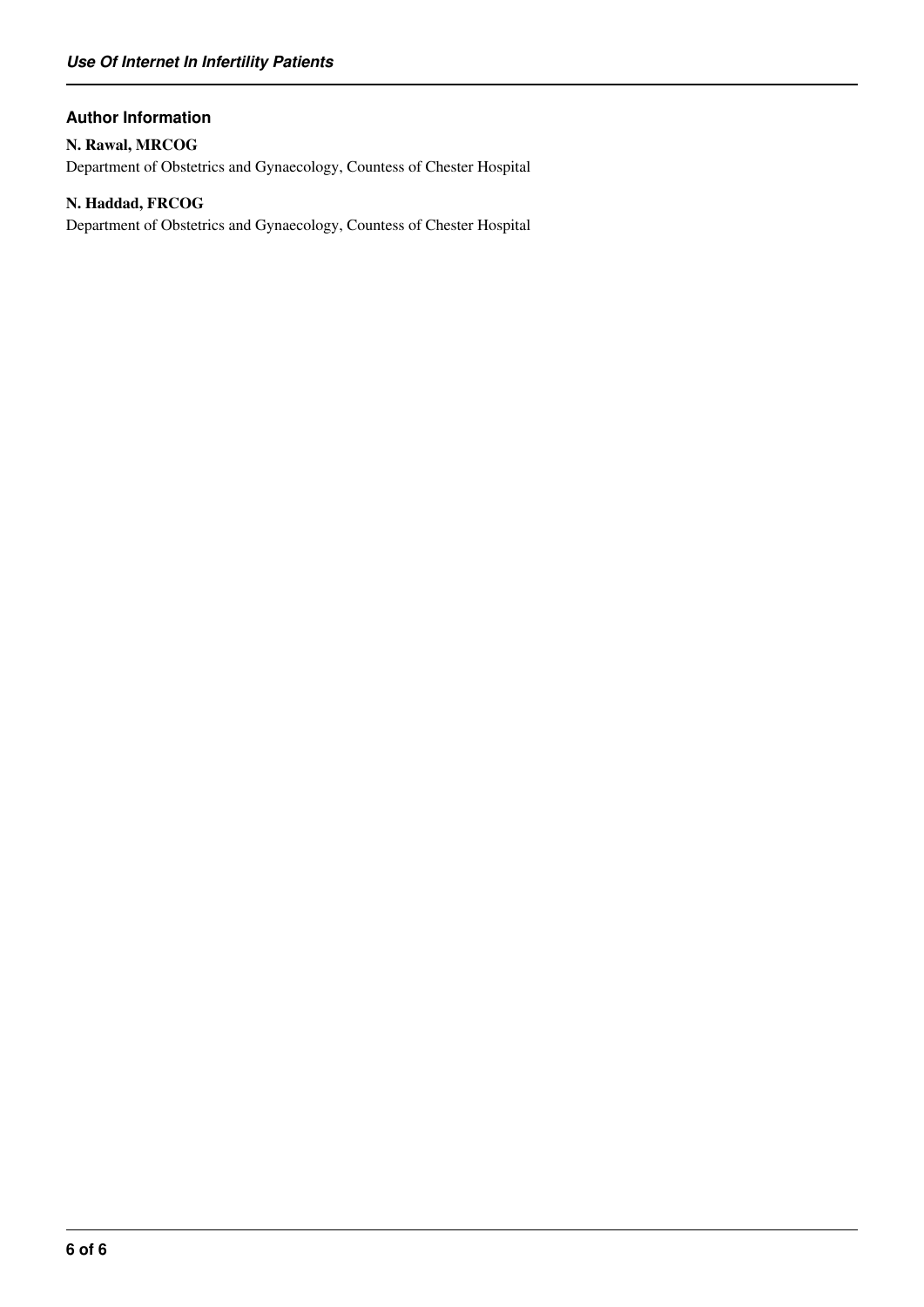## Author Information

**N. Rawal, MRCOG**

Department of Obstetrics and Gynaecology, Countess of Chester Hospital

**N. Haddad, FRCOG**

Department of Obstetrics and Gynaecology, Countess of Chester Hospital